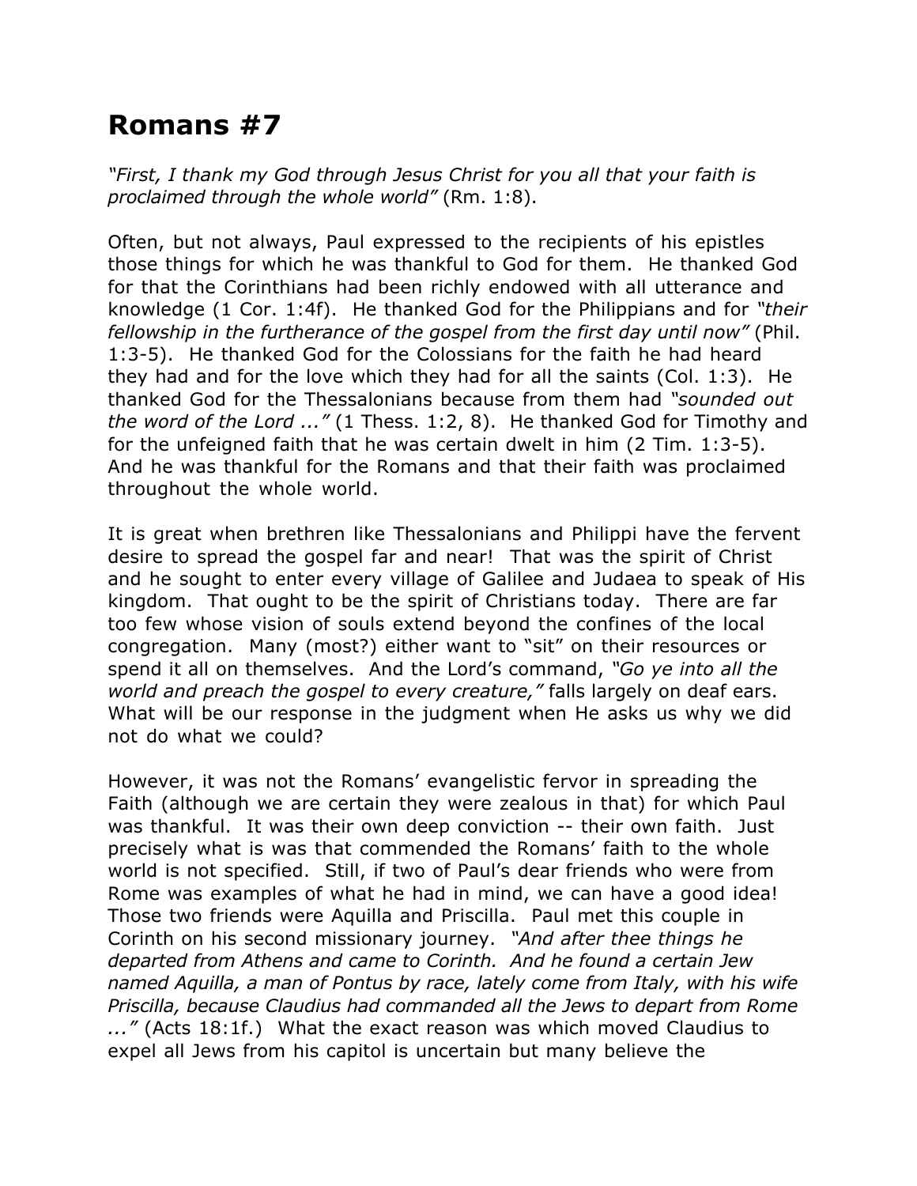# Romans #7

*"First, I thank my God through Jesus Christ for you all that your faith is proclaimed through the whole world"* (Rm. 1:8).

Often, but not always, Paul expressed to the recipients of his epistles those things for which he was thankful to God for them. He thanked God for that the Corinthians had been richly endowed with all utterance and knowledge (1 Cor. 1:4f). He thanked God for the Philippians and for *"their fellowship in the furtherance of the gospel from the first day until now"* (Phil. 1:3-5). He thanked God for the Colossians for the faith he had heard they had and for the love which they had for all the saints (Col. 1:3). He thanked God for the Thessalonians because from them had *"sounded out the word of the Lord ..."* (1 Thess. 1:2, 8). He thanked God for Timothy and for the unfeigned faith that he was certain dwelt in him (2 Tim. 1:3-5). And he was thankful for the Romans and that their faith was proclaimed throughout the whole world.

It is great when brethren like Thessalonians and Philippi have the fervent desire to spread the gospel far and near! That was the spirit of Christ and he sought to enter every village of Galilee and Judaea to speak of His kingdom. That ought to be the spirit of Christians today. There are far too few whose vision of souls extend beyond the confines of the local congregation. Many (most?) either want to "sit" on their resources or spend it all on themselves. And the Lord's command, *"Go ye into all the world and preach the gospel to every creature,"* falls largely on deaf ears. What will be our response in the judgment when He asks us why we did not do what we could?

However, it was not the Romans' evangelistic fervor in spreading the Faith (although we are certain they were zealous in that) for which Paul was thankful. It was their own deep conviction -- their own faith. Just precisely what is was that commended the Romans' faith to the whole world is not specified. Still, if two of Paul's dear friends who were from Rome was examples of what he had in mind, we can have a good idea! Those two friends were Aquilla and Priscilla. Paul met this couple in Corinth on his second missionary journey. *"And after thee things he departed from Athens and came to Corinth. And he found a certain Jew named Aquilla, a man of Pontus by race, lately come from Italy, with his wife Priscilla, because Claudius had commanded all the Jews to depart from Rome ..."* (Acts 18:1f.) What the exact reason was which moved Claudius to expel all Jews from his capitol is uncertain but many believe the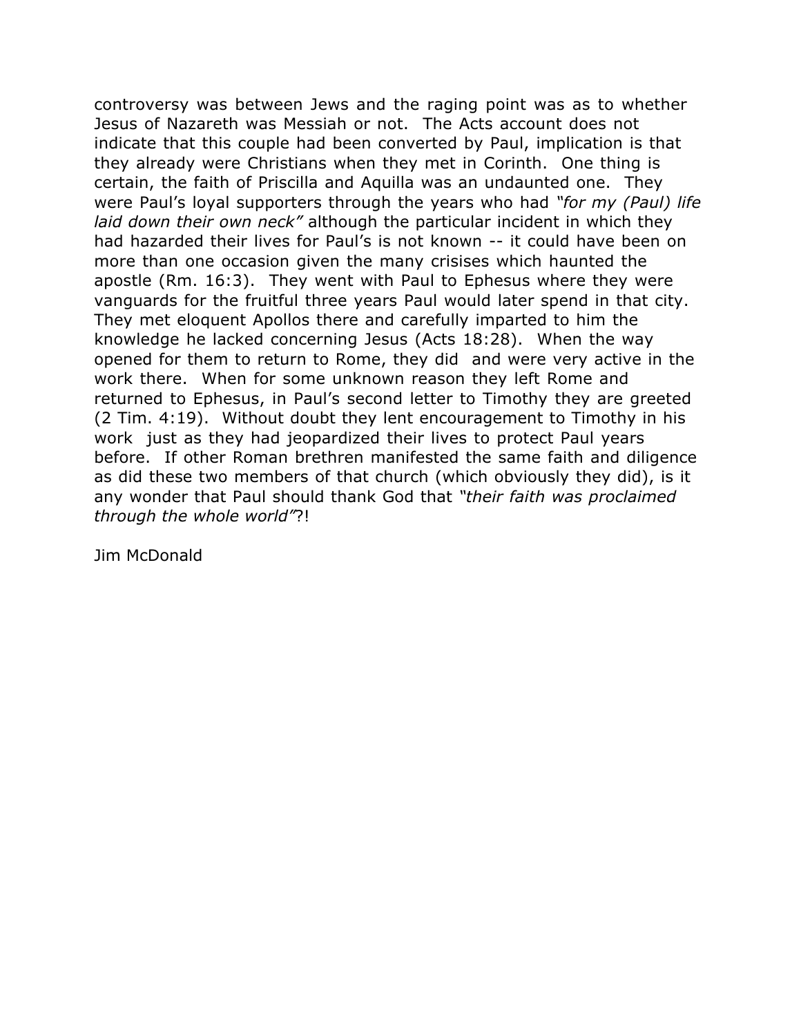controversy was between Jews and the raging point was as to whether Jesus of Nazareth was Messiah or not. The Acts account does not indicate that this couple had been converted by Paul, implication is that they already were Christians when they met in Corinth. One thing is certain, the faith of Priscilla and Aquilla was an undaunted one. They were Paul's loyal supporters through the years who had *"for my (Paul) life laid down their own neck"* although the particular incident in which they had hazarded their lives for Paul's is not known -- it could have been on more than one occasion given the many crisises which haunted the apostle (Rm. 16:3). They went with Paul to Ephesus where they were vanguards for the fruitful three years Paul would later spend in that city. They met eloquent Apollos there and carefully imparted to him the knowledge he lacked concerning Jesus (Acts 18:28). When the way opened for them to return to Rome, they did and were very active in the work there. When for some unknown reason they left Rome and returned to Ephesus, in Paul's second letter to Timothy they are greeted (2 Tim. 4:19). Without doubt they lent encouragement to Timothy in his work just as they had jeopardized their lives to protect Paul years before. If other Roman brethren manifested the same faith and diligence as did these two members of that church (which obviously they did), is it any wonder that Paul should thank God that *"their faith was proclaimed through the whole world"*?!

Jim McDonald